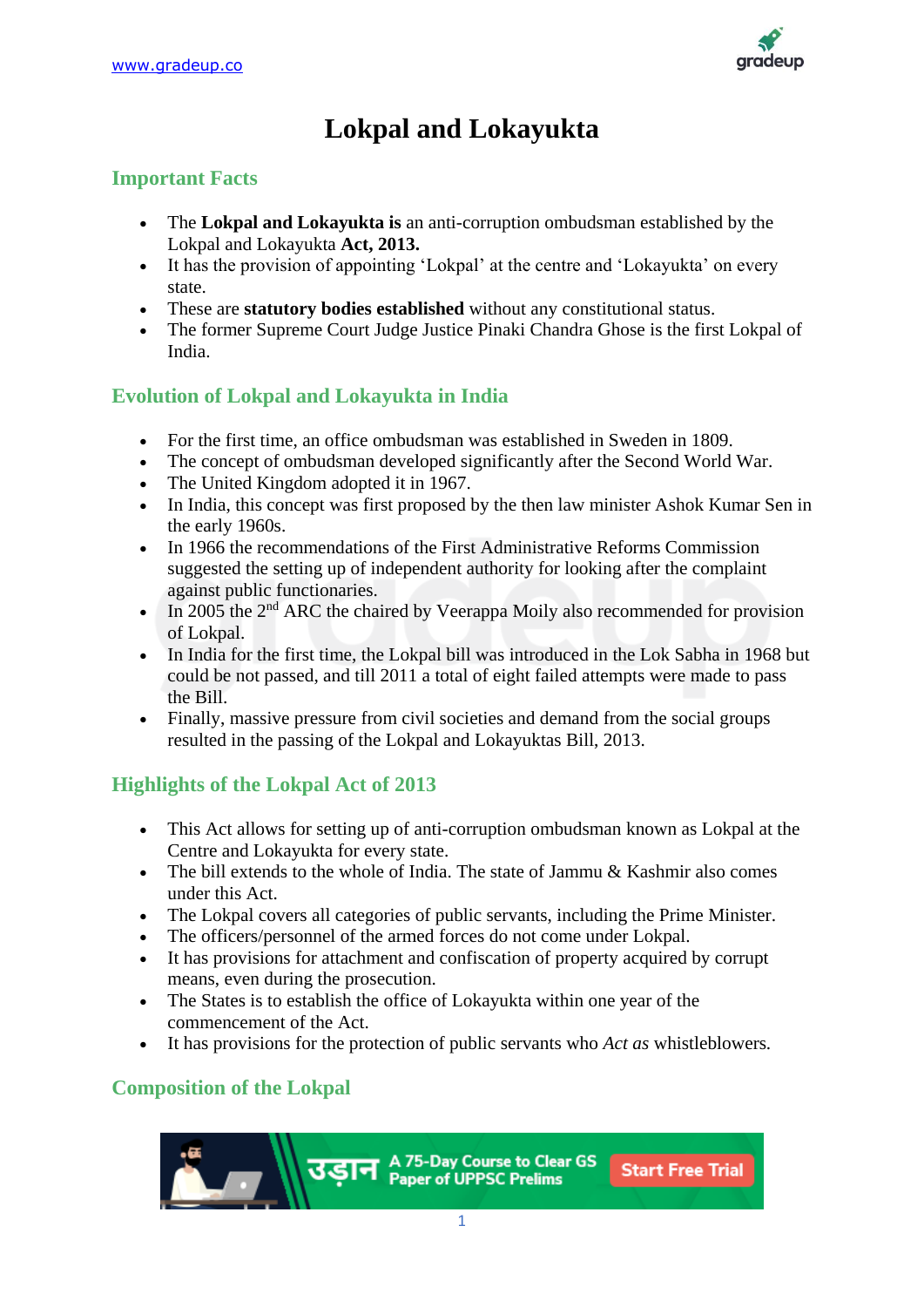# Lokpal and Lokayukta

## Important Facts

- The **Lokpal and Lokayukta is** an anti-corruption ombudsman established by the Lokpal and Lokayukta **Act, 2013.**
- It has the provision of appointing 'Lokpal' at the centre and 'Lokayukta' on every state.
- These are **statutory bodies established** without any constitutional status.
- The former Supreme Court Judge Justice Pinaki Chandra Ghose is the first Lokpal of India.

## Evolution of Lokpal and Lokayukta in India

- For the first time, an office ombudsman was established in Sweden in 1809.
- The concept of ombudsman developed significantly after the Second World War.
- The United Kingdom adopted it in 1967.
- In India, this concept was first proposed by the then law minister Ashok Kumar Sen in the early 1960s.
- In 1966 the recommendations of the First Administrative Reforms Commission suggested the setting up of independent authority for looking after the complaint against public functionaries.
- In 2005 the 2nd ARC the chaired by Veerappa Moily also recommended for provision of Lokpal.
- In India for the first time, the Lokpal bill was introduced in the Lok Sabha in 1968 but could be not passed, and till 2011 a total of eight failed attempts were made to pass the Bill.
- Finally, massive pressure from civil societies and demand from the social groups resulted in the passing of the Lokpal and Lokayuktas Bill, 2013.

## Highlights of the Lokpal Act of 2013

- This Act allows for setting up of anti-corruption ombudsman known as Lokpal at the Centre and Lokayukta for every state.
- The bill extends to the whole of India. The state of Jammu & Kashmir also comes under this Act.
- The Lokpal covers all categories of public servants, including the Prime Minister.
- The officers/personnel of the armed forces do not come under Lokpal.
- It has provisions for attachment and confiscation of property acquired by corrupt means, even during the prosecution.
- The States is to establish the office of Lokayukta within one year of the commencement of the Act.
- It has provisions for the protection of public servants who *Act as* whistleblowers.

## Composition of the Lokpal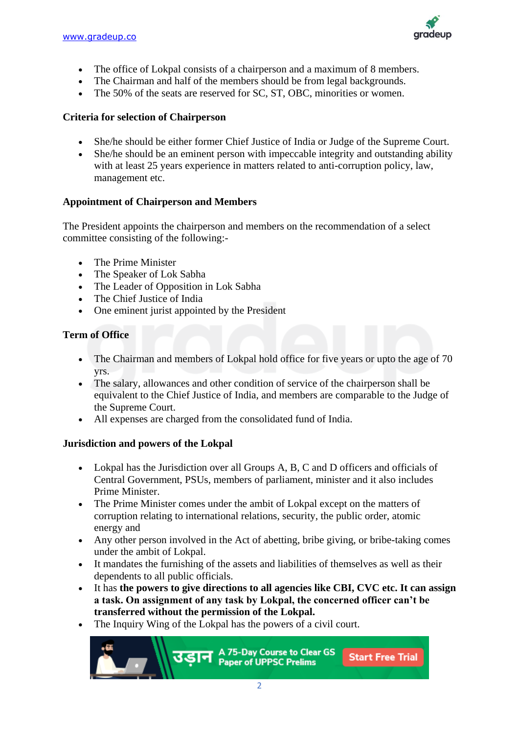- The office of Lokpal consists of a chairperson and a maximum of 8 members.
- The Chairman and half of the members should be from legal backgrounds.
- The 50% of the seats are reserved for SC, ST, OBC, minorities or women.

**Criteria for selection of Chairperson**

- She/he should be either former Chief Justice of India or Judge of the Supreme Court.
- She/he should be an eminent person with impeccable integrity and outstanding ability with at least 25 years experience in matters related to anti-corruption policy, law, management etc.

**Appointment of Chairperson and Members**

The President appoints the chairperson and members on the recommendation of a select committee consisting of the following:-

- The Prime Minister
- The Speaker of Lok Sabha
- The Leader of Opposition in Lok Sabha
- The Chief Justice of India
- One eminent jurist appointed by the President

**Term of Office**

- The Chairman and members of Lokpal hold office for five years or upto the age of 70 yrs.
- The salary, allowances and other condition of service of the chairperson shall be equivalent to the Chief Justice of India, and members are comparable to the Judge of the Supreme Court.
- All expenses are charged from the consolidated fund of India.

**Jurisdiction and powers of the Lokpal**

- Lokpal has the Jurisdiction over all Groups A, B, C and D officers and officials of Central Government, PSUs, members of parliament, minister and it also includes Prime Minister.
- The Prime Minister comes under the ambit of Lokpal except on the matters of corruption relating to international relations, security, the public order, atomic energy and
- Any other person involved in the Act of abetting, bribe giving, or bribe-taking comes under the ambit of Lokpal.
- It mandates the furnishing of the assets and liabilities of themselves as well as their dependents to all public officials.
- It has **the powers to give directions to all agencies like CBI, CVC etc. It can assign a task. On assignment of any task by Lokpal, the concerned officer can't be transferred without the permission of the Lokpal.**
- The Inquiry Wing of the Lokpal has the powers of a civil court.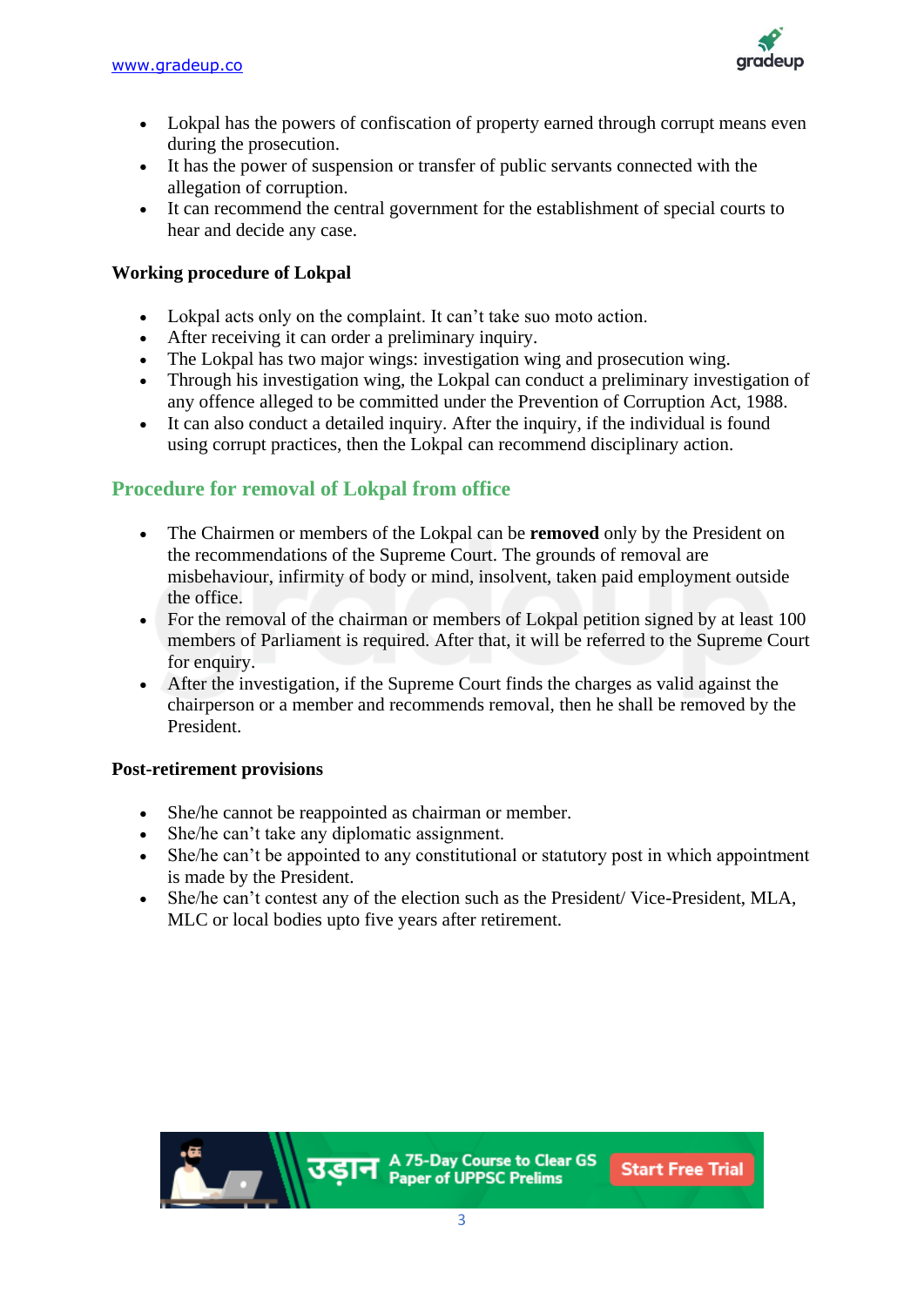- Lokpal has the powers of confiscation of property earned through corrupt means even during the prosecution.
- It has the power of suspension or transfer of public servants connected with the allegation of corruption.
- It can recommend the central government for the establishment of special courts to hear and decide any case.

**Working procedure of Lokpal**

- Lokpal acts only on the complaint. It can't take suo moto action.
- After receiving it can order a preliminary inquiry.
- The Lokpal has two major wings: investigation wing and prosecution wing.
- Through his investigation wing, the Lokpal can conduct a preliminary investigation of any offence alleged to be committed under the Prevention of Corruption Act, 1988.
- It can also conduct a detailed inquiry. After the inquiry, if the individual is found using corrupt practices, then the Lokpal can recommend disciplinary action.

## Procedure for removal of Lokpal from office

- The Chairmen or members of the Lokpal can be **removed** only by the President on the recommendations of the Supreme Court. The grounds of removal are misbehaviour, infirmity of body or mind, insolvent, taken paid employment outside the office.
- For the removal of the chairman or members of Lokpal petition signed by at least 100 members of Parliament is required. After that, it will be referred to the Supreme Court for enquiry.
- After the investigation, if the Supreme Court finds the charges as valid against the chairperson or a member and recommends removal, then he shall be removed by the President.

**Post-retirement provisions**

- She/he cannot be reappointed as chairman or member.
- She/he can't take any diplomatic assignment.
- She/he can't be appointed to any constitutional or statutory post in which appointment is made by the President.
- She/he can't contest any of the election such as the President/ Vice-President, MLA, MLC or local bodies upto five years after retirement.